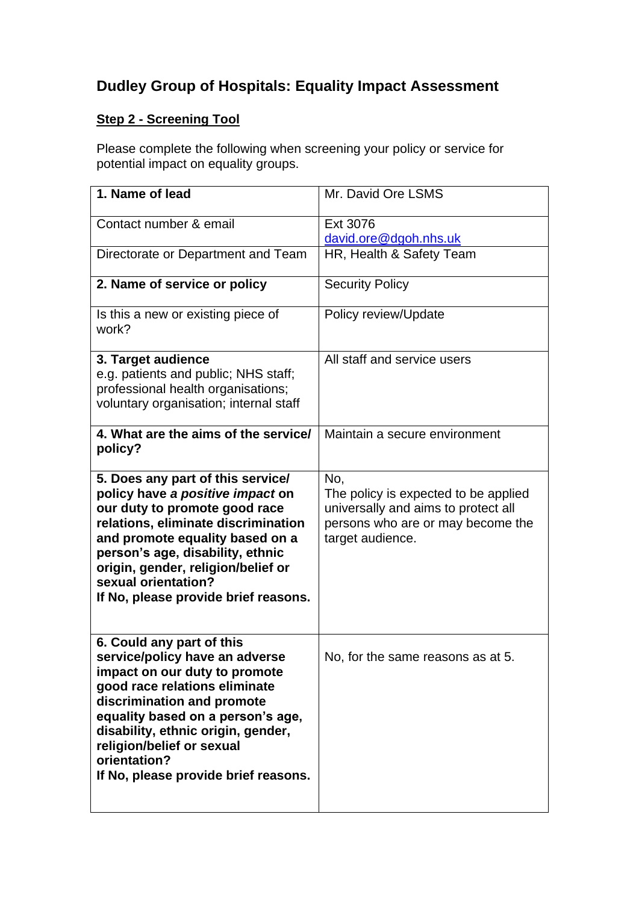# Dudley Group of Hospitals: Equality Impact Assessment

## Step 2 - Screening Tool

Please complete the following when screening your policy or service for potential impact on equality groups.

| | |
|---|---|
| **1. Name of lead** | Mr. David Ore LSMS |
| Contact number & email | Ext 3076<br>david.ore@dgoh.nhs.uk |
| Directorate or Department and Team | HR, Health & Safety Team |
| **2. Name of service or policy** | Security Policy |
| Is this a new or existing piece of work? | Policy review/Update |
| **3. Target audience**<br>e.g. patients and public; NHS staff; professional health organisations; voluntary organisation; internal staff | All staff and service users |
| **4. What are the aims of the service/ policy?** | Maintain a secure environment |
| **5. Does any part of this service/ policy have *a positive impact* on our duty to promote good race relations, eliminate discrimination and promote equality based on a person's age, disability, ethnic origin, gender, religion/belief or sexual orientation?**<br>**If No, please provide brief reasons.** | No,<br>The policy is expected to be applied universally and aims to protect all persons who are or may become the target audience. |
| **6. Could any part of this service/policy have an adverse impact on our duty to promote good race relations eliminate discrimination and promote equality based on a person's age, disability, ethnic origin, gender, religion/belief or sexual orientation?**<br>**If No, please provide brief reasons.** | No, for the same reasons as at 5. |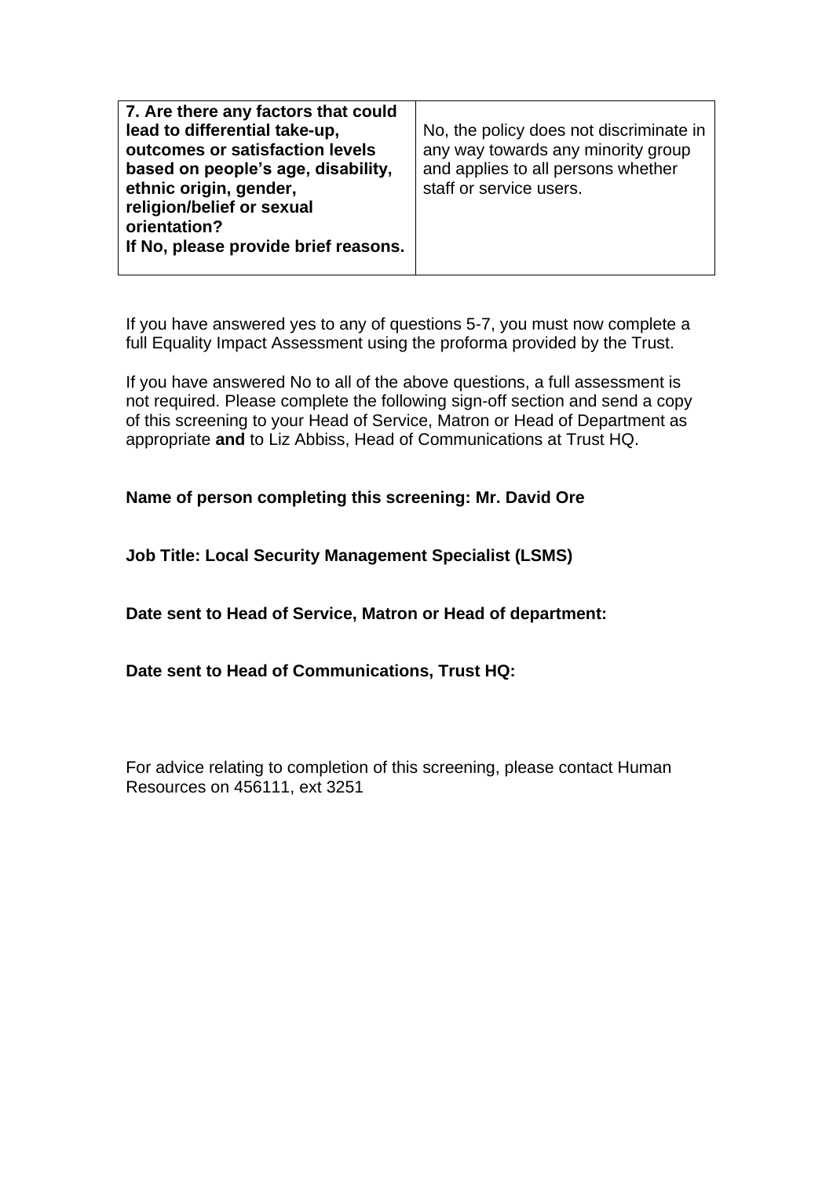| | |
|---|---|
| **7. Are there any factors that could lead to differential take-up, outcomes or satisfaction levels based on people's age, disability, ethnic origin, gender, religion/belief or sexual orientation? If No, please provide brief reasons.** | No, the policy does not discriminate in any way towards any minority group and applies to all persons whether staff or service users. |

If you have answered yes to any of questions 5-7, you must now complete a full Equality Impact Assessment using the proforma provided by the Trust.

If you have answered No to all of the above questions, a full assessment is not required. Please complete the following sign-off section and send a copy of this screening to your Head of Service, Matron or Head of Department as appropriate **and** to Liz Abbiss, Head of Communications at Trust HQ.

**Name of person completing this screening: Mr. David Ore**

**Job Title: Local Security Management Specialist (LSMS)**

**Date sent to Head of Service, Matron or Head of department:**

**Date sent to Head of Communications, Trust HQ:**

For advice relating to completion of this screening, please contact Human Resources on 456111, ext 3251